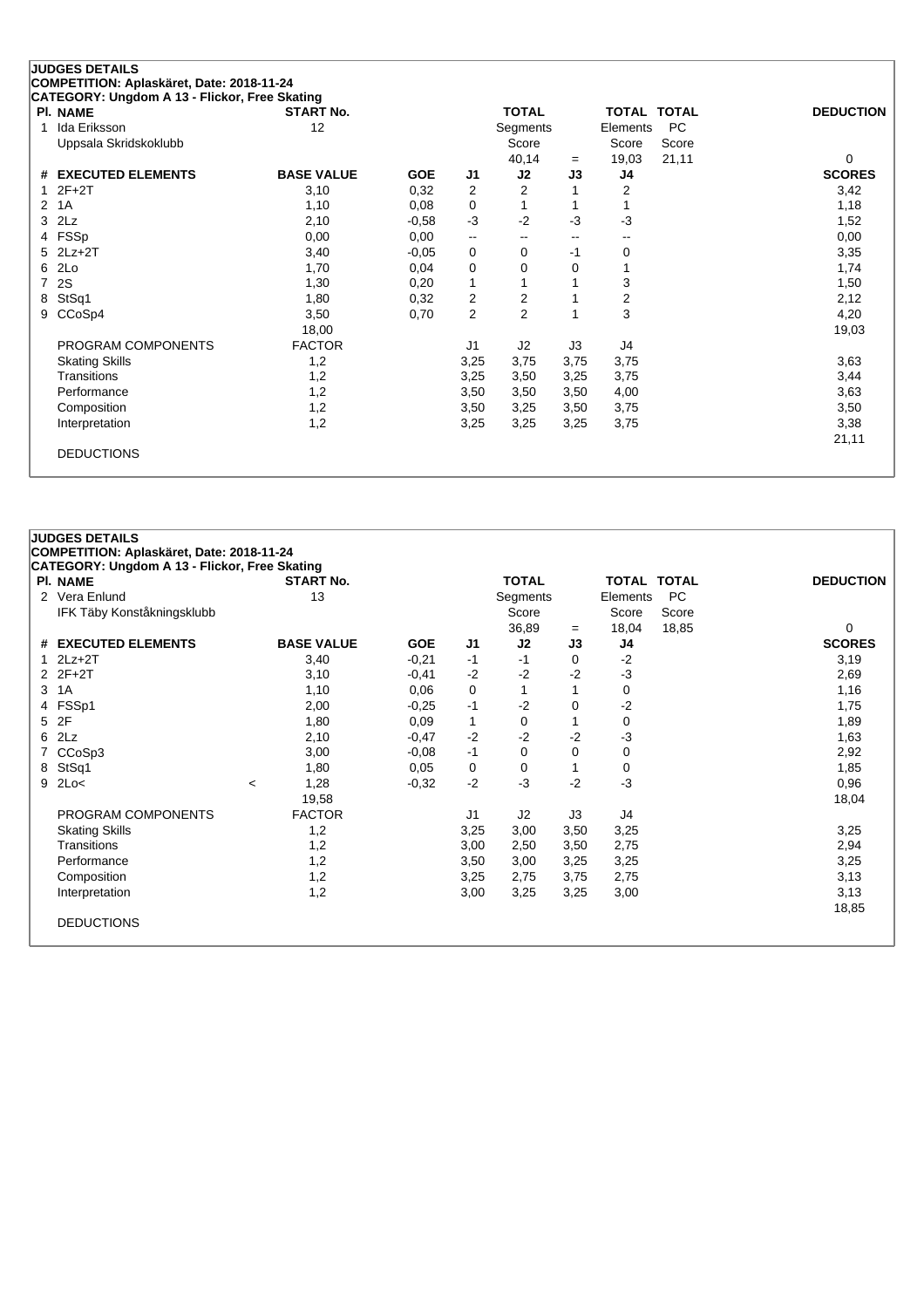## JUDGES DETAILS

**COMPETITION: Aplaskäret, Date: 2018-11-24**

**CATEGORY: Ungdom A 13 - Flickor, Free Skating**

| Pl. | NAME | START No. | TOTAL Segments Score | = | TOTAL Elements Score | TOTAL PC Score | DEDUCTION |
|---|---|---|---|---|---|---|---|
| 1 | Ida Eriksson<br>Uppsala Skridskoklubb | 12 | 40,14 | = | 19,03 | 21,11 | 0 |

| # | EXECUTED ELEMENTS | BASE VALUE | GOE | J1 | J2 | J3 | J4 | SCORES |
|---|---|---|---|---|---|---|---|---|
| 1 | 2F+2T | 3,10 | 0,32 | 2 | 2 | 1 | 2 | 3,42 |
| 2 | 1A | 1,10 | 0,08 | 0 | 1 | 1 | 1 | 1,18 |
| 3 | 2Lz | 2,10 | -0,58 | -3 | -2 | -3 | -3 | 1,52 |
| 4 | FSSp | 0,00 | 0,00 | -- | -- | -- | -- | 0,00 |
| 5 | 2Lz+2T | 3,40 | -0,05 | 0 | 0 | -1 | 0 | 3,35 |
| 6 | 2Lo | 1,70 | 0,04 | 0 | 0 | 0 | 1 | 1,74 |
| 7 | 2S | 1,30 | 0,20 | 1 | 1 | 1 | 3 | 1,50 |
| 8 | StSq1 | 1,80 | 0,32 | 2 | 2 | 1 | 2 | 2,12 |
| 9 | CCoSp4 | 3,50 | 0,70 | 2 | 2 | 1 | 3 | 4,20 |
| | | 18,00 | | | | | | 19,03 |

| PROGRAM COMPONENTS | FACTOR | J1 | J2 | J3 | J4 | |
|---|---|---|---|---|---|---|
| Skating Skills | 1,2 | 3,25 | 3,75 | 3,75 | 3,75 | 3,63 |
| Transitions | 1,2 | 3,25 | 3,50 | 3,25 | 3,75 | 3,44 |
| Performance | 1,2 | 3,50 | 3,50 | 3,50 | 4,00 | 3,63 |
| Composition | 1,2 | 3,50 | 3,25 | 3,50 | 3,75 | 3,50 |
| Interpretation | 1,2 | 3,25 | 3,25 | 3,25 | 3,75 | 3,38 |
| | | | | | | 21,11 |

DEDUCTIONS

## JUDGES DETAILS

**COMPETITION: Aplaskäret, Date: 2018-11-24**

**CATEGORY: Ungdom A 13 - Flickor, Free Skating**

| Pl. | NAME | START No. | TOTAL Segments Score | = | TOTAL Elements Score | TOTAL PC Score | DEDUCTION |
|---|---|---|---|---|---|---|---|
| 2 | Vera Enlund<br>IFK Täby Konståkningsklubb | 13 | 36,89 | = | 18,04 | 18,85 | 0 |

| # | EXECUTED ELEMENTS | | BASE VALUE | GOE | J1 | J2 | J3 | J4 | SCORES |
|---|---|---|---|---|---|---|---|---|---|
| 1 | 2Lz+2T | | 3,40 | -0,21 | -1 | -1 | 0 | -2 | 3,19 |
| 2 | 2F+2T | | 3,10 | -0,41 | -2 | -2 | -2 | -3 | 2,69 |
| 3 | 1A | | 1,10 | 0,06 | 0 | 1 | 1 | 0 | 1,16 |
| 4 | FSSp1 | | 2,00 | -0,25 | -1 | -2 | 0 | -2 | 1,75 |
| 5 | 2F | | 1,80 | 0,09 | 1 | 0 | 1 | 0 | 1,89 |
| 6 | 2Lz | | 2,10 | -0,47 | -2 | -2 | -2 | -3 | 1,63 |
| 7 | CCoSp3 | | 3,00 | -0,08 | -1 | 0 | 0 | 0 | 2,92 |
| 8 | StSq1 | | 1,80 | 0,05 | 0 | 0 | 1 | 0 | 1,85 |
| 9 | 2Lo< | < | 1,28 | -0,32 | -2 | -3 | -2 | -3 | 0,96 |
| | | | 19,58 | | | | | | 18,04 |

| PROGRAM COMPONENTS | FACTOR | J1 | J2 | J3 | J4 | |
|---|---|---|---|---|---|---|
| Skating Skills | 1,2 | 3,25 | 3,00 | 3,50 | 3,25 | 3,25 |
| Transitions | 1,2 | 3,00 | 2,50 | 3,50 | 2,75 | 2,94 |
| Performance | 1,2 | 3,50 | 3,00 | 3,25 | 3,25 | 3,25 |
| Composition | 1,2 | 3,25 | 2,75 | 3,75 | 2,75 | 3,13 |
| Interpretation | 1,2 | 3,00 | 3,25 | 3,25 | 3,00 | 3,13 |
| | | | | | | 18,85 |

DEDUCTIONS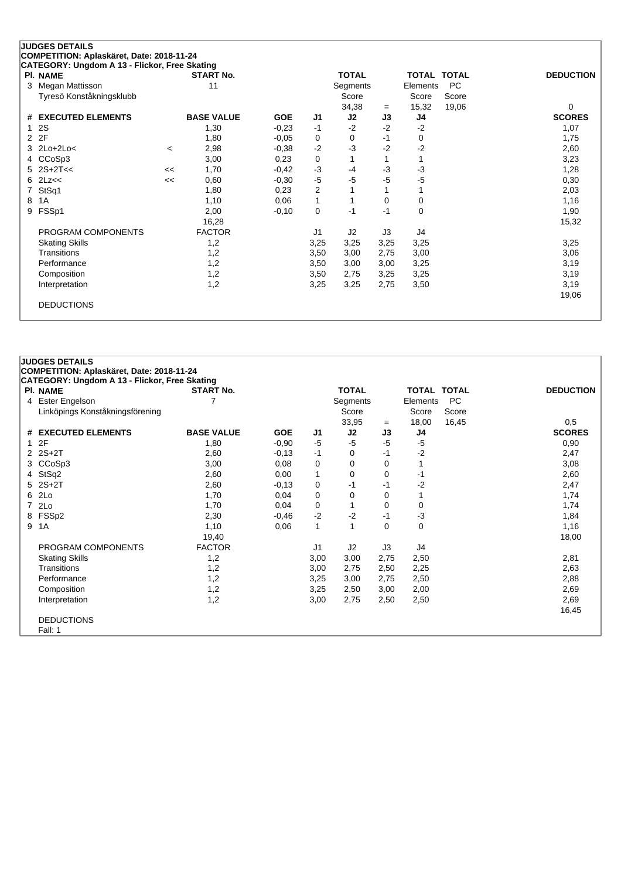**JUDGES DETAILS**
**COMPETITION: Aplaskäret, Date: 2018-11-24**
**CATEGORY: Ungdom A 13 - Flickor, Free Skating**

| Pl. | NAME | | START No. | | | TOTAL | | TOTAL | TOTAL | DEDUCTION |
|---|---|---|---|---|---|---|---|---|---|---|
| 3 | Megan Mattisson | | 11 | | | Segments | | Elements | PC | |
| | Tyresö Konståkningsklubb | | | | | Score | | Score | Score | |
| | | | | | | 34,38 | = | 15,32 | 19,06 | 0 |

| # | EXECUTED ELEMENTS | | BASE VALUE | GOE | J1 | J2 | J3 | J4 | SCORES |
|---|---|---|---|---|---|---|---|---|---|
| 1 | 2S | | 1,30 | -0,23 | -1 | -2 | -2 | -2 | 1,07 |
| 2 | 2F | | 1,80 | -0,05 | 0 | 0 | -1 | 0 | 1,75 |
| 3 | 2Lo+2Lo< | < | 2,98 | -0,38 | -2 | -3 | -2 | -2 | 2,60 |
| 4 | CCoSp3 | | 3,00 | 0,23 | 0 | 1 | 1 | 1 | 3,23 |
| 5 | 2S+2T<< | << | 1,70 | -0,42 | -3 | -4 | -3 | -3 | 1,28 |
| 6 | 2Lz<< | << | 0,60 | -0,30 | -5 | -5 | -5 | -5 | 0,30 |
| 7 | StSq1 | | 1,80 | 0,23 | 2 | 1 | 1 | 1 | 2,03 |
| 8 | 1A | | 1,10 | 0,06 | 1 | 1 | 0 | 0 | 1,16 |
| 9 | FSSp1 | | 2,00 | -0,10 | 0 | -1 | -1 | 0 | 1,90 |
| | | | 16,28 | | | | | | 15,32 |
| | PROGRAM COMPONENTS | | FACTOR | | J1 | J2 | J3 | J4 | |
| | Skating Skills | | 1,2 | | 3,25 | 3,25 | 3,25 | 3,25 | 3,25 |
| | Transitions | | 1,2 | | 3,50 | 3,00 | 2,75 | 3,00 | 3,06 |
| | Performance | | 1,2 | | 3,50 | 3,00 | 3,00 | 3,25 | 3,19 |
| | Composition | | 1,2 | | 3,50 | 2,75 | 3,25 | 3,25 | 3,19 |
| | Interpretation | | 1,2 | | 3,25 | 3,25 | 2,75 | 3,50 | 3,19 |
| | | | | | | | | | 19,06 |
| | DEDUCTIONS | | | | | | | | |

**JUDGES DETAILS**
**COMPETITION: Aplaskäret, Date: 2018-11-24**
**CATEGORY: Ungdom A 13 - Flickor, Free Skating**

| Pl. | NAME | START No. | | | TOTAL | | TOTAL | TOTAL | DEDUCTION |
|---|---|---|---|---|---|---|---|---|---|
| 4 | Ester Engelson | 7 | | | Segments | | Elements | PC | |
| | Linköpings Konståkningsförening | | | | Score | | Score | Score | |
| | | | | | 33,95 | = | 18,00 | 16,45 | 0,5 |

| # | EXECUTED ELEMENTS | BASE VALUE | GOE | J1 | J2 | J3 | J4 | SCORES |
|---|---|---|---|---|---|---|---|---|
| 1 | 2F | 1,80 | -0,90 | -5 | -5 | -5 | -5 | 0,90 |
| 2 | 2S+2T | 2,60 | -0,13 | -1 | 0 | -1 | -2 | 2,47 |
| 3 | CCoSp3 | 3,00 | 0,08 | 0 | 0 | 0 | 1 | 3,08 |
| 4 | StSq2 | 2,60 | 0,00 | 1 | 0 | 0 | -1 | 2,60 |
| 5 | 2S+2T | 2,60 | -0,13 | 0 | -1 | -1 | -2 | 2,47 |
| 6 | 2Lo | 1,70 | 0,04 | 0 | 0 | 0 | 1 | 1,74 |
| 7 | 2Lo | 1,70 | 0,04 | 0 | 1 | 0 | 0 | 1,74 |
| 8 | FSSp2 | 2,30 | -0,46 | -2 | -2 | -1 | -3 | 1,84 |
| 9 | 1A | 1,10 | 0,06 | 1 | 1 | 0 | 0 | 1,16 |
| | | 19,40 | | | | | | 18,00 |
| | PROGRAM COMPONENTS | FACTOR | | J1 | J2 | J3 | J4 | |
| | Skating Skills | 1,2 | | 3,00 | 3,00 | 2,75 | 2,50 | 2,81 |
| | Transitions | 1,2 | | 3,00 | 2,75 | 2,50 | 2,25 | 2,63 |
| | Performance | 1,2 | | 3,25 | 3,00 | 2,75 | 2,50 | 2,88 |
| | Composition | 1,2 | | 3,25 | 2,50 | 3,00 | 2,00 | 2,69 |
| | Interpretation | 1,2 | | 3,00 | 2,75 | 2,50 | 2,50 | 2,69 |
| | | | | | | | | 16,45 |
| | DEDUCTIONS | | | | | | | |
| | Fall: 1 | | | | | | | |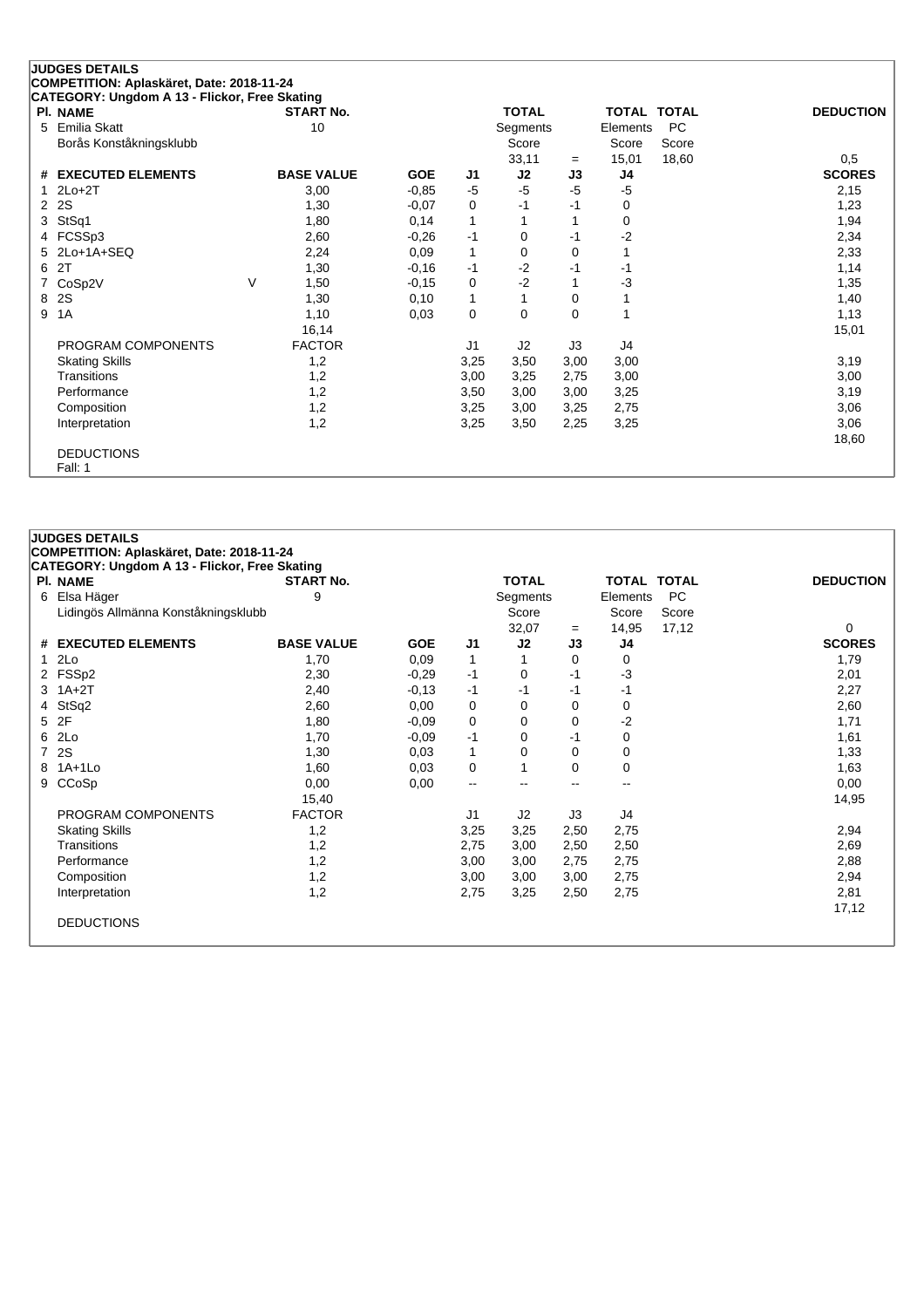## JUDGES DETAILS

**COMPETITION: Aplaskäret, Date: 2018-11-24**

**CATEGORY: Ungdom A 13 - Flickor, Free Skating**

| Pl. | NAME | START No. | TOTAL Segments Score | = | TOTAL Elements Score | TOTAL PC Score | DEDUCTION |
|---|---|---|---|---|---|---|---|
| 5 | Emilia Skatt<br>Borås Konståkningsklubb | 10 | 33,11 | = | 15,01 | 18,60 | 0,5 |

| # | EXECUTED ELEMENTS | | BASE VALUE | GOE | J1 | J2 | J3 | J4 | SCORES |
|---|---|---|---|---|---|---|---|---|---|
| 1 | 2Lo+2T | | 3,00 | -0,85 | -5 | -5 | -5 | -5 | 2,15 |
| 2 | 2S | | 1,30 | -0,07 | 0 | -1 | -1 | 0 | 1,23 |
| 3 | StSq1 | | 1,80 | 0,14 | 1 | 1 | 1 | 0 | 1,94 |
| 4 | FCSSp3 | | 2,60 | -0,26 | -1 | 0 | -1 | -2 | 2,34 |
| 5 | 2Lo+1A+SEQ | | 2,24 | 0,09 | 1 | 0 | 0 | 1 | 2,33 |
| 6 | 2T | | 1,30 | -0,16 | -1 | -2 | -1 | -1 | 1,14 |
| 7 | CoSp2V | V | 1,50 | -0,15 | 0 | -2 | 1 | -3 | 1,35 |
| 8 | 2S | | 1,30 | 0,10 | 1 | 1 | 0 | 1 | 1,40 |
| 9 | 1A | | 1,10 | 0,03 | 0 | 0 | 0 | 1 | 1,13 |
| | | | 16,14 | | | | | | 15,01 |

| PROGRAM COMPONENTS | FACTOR | J1 | J2 | J3 | J4 | |
|---|---|---|---|---|---|---|
| Skating Skills | 1,2 | 3,25 | 3,50 | 3,00 | 3,00 | 3,19 |
| Transitions | 1,2 | 3,00 | 3,25 | 2,75 | 3,00 | 3,00 |
| Performance | 1,2 | 3,50 | 3,00 | 3,00 | 3,25 | 3,19 |
| Composition | 1,2 | 3,25 | 3,00 | 3,25 | 2,75 | 3,06 |
| Interpretation | 1,2 | 3,25 | 3,50 | 2,25 | 3,25 | 3,06 |
| | | | | | | 18,60 |

DEDUCTIONS

Fall: 1

## JUDGES DETAILS

**COMPETITION: Aplaskäret, Date: 2018-11-24**

**CATEGORY: Ungdom A 13 - Flickor, Free Skating**

| Pl. | NAME | START No. | TOTAL Segments Score | = | TOTAL Elements Score | TOTAL PC Score | DEDUCTION |
|---|---|---|---|---|---|---|---|
| 6 | Elsa Häger<br>Lidingös Allmänna Konståkningsklubb | 9 | 32,07 | = | 14,95 | 17,12 | 0 |

| # | EXECUTED ELEMENTS | BASE VALUE | GOE | J1 | J2 | J3 | J4 | SCORES |
|---|---|---|---|---|---|---|---|---|
| 1 | 2Lo | 1,70 | 0,09 | 1 | 1 | 0 | 0 | 1,79 |
| 2 | FSSp2 | 2,30 | -0,29 | -1 | 0 | -1 | -3 | 2,01 |
| 3 | 1A+2T | 2,40 | -0,13 | -1 | -1 | -1 | -1 | 2,27 |
| 4 | StSq2 | 2,60 | 0,00 | 0 | 0 | 0 | 0 | 2,60 |
| 5 | 2F | 1,80 | -0,09 | 0 | 0 | 0 | -2 | 1,71 |
| 6 | 2Lo | 1,70 | -0,09 | -1 | 0 | -1 | 0 | 1,61 |
| 7 | 2S | 1,30 | 0,03 | 1 | 0 | 0 | 0 | 1,33 |
| 8 | 1A+1Lo | 1,60 | 0,03 | 0 | 1 | 0 | 0 | 1,63 |
| 9 | CCoSp | 0,00 | 0,00 | -- | -- | -- | -- | 0,00 |
| | | 15,40 | | | | | | 14,95 |

| PROGRAM COMPONENTS | FACTOR | J1 | J2 | J3 | J4 | |
|---|---|---|---|---|---|---|
| Skating Skills | 1,2 | 3,25 | 3,25 | 2,50 | 2,75 | 2,94 |
| Transitions | 1,2 | 2,75 | 3,00 | 2,50 | 2,50 | 2,69 |
| Performance | 1,2 | 3,00 | 3,00 | 2,75 | 2,75 | 2,88 |
| Composition | 1,2 | 3,00 | 3,00 | 3,00 | 2,75 | 2,94 |
| Interpretation | 1,2 | 2,75 | 3,25 | 2,50 | 2,75 | 2,81 |
| | | | | | | 17,12 |

DEDUCTIONS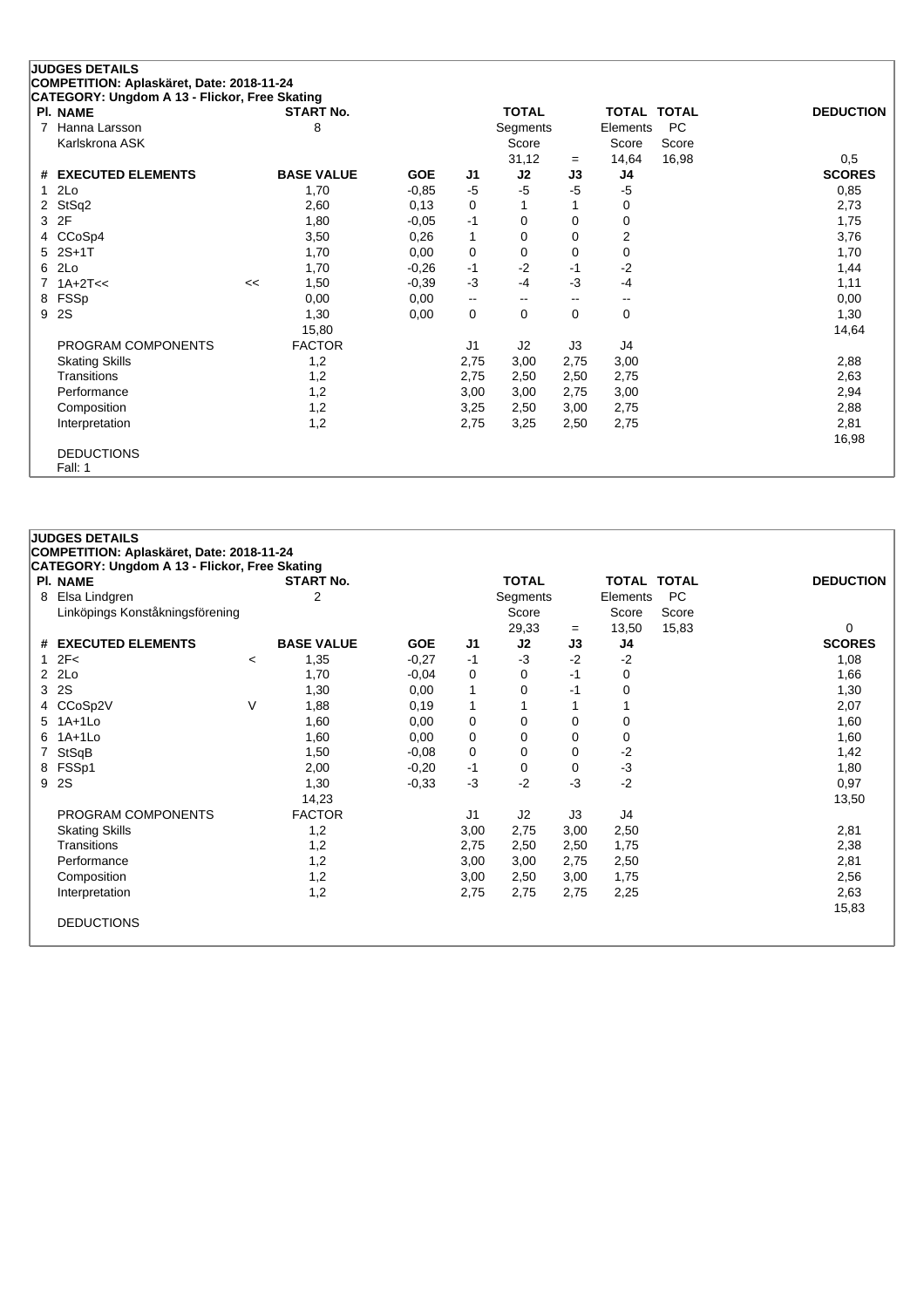**JUDGES DETAILS**

**COMPETITION: Aplaskäret, Date: 2018-11-24**

**CATEGORY: Ungdom A 13 - Flickor, Free Skating**

| Pl. | NAME | START No. | TOTAL Segments Score | = | TOTAL Elements Score | TOTAL PC Score | DEDUCTION |
|---|---|---|---|---|---|---|---|
| 7 | Hanna Larsson<br>Karlskrona ASK | 8 | 31,12 | = | 14,64 | 16,98 | 0,5 |

| # | EXECUTED ELEMENTS | | BASE VALUE | GOE | J1 | J2 | J3 | J4 | SCORES |
|---|---|---|---|---|---|---|---|---|---|
| 1 | 2Lo | | 1,70 | -0,85 | -5 | -5 | -5 | -5 | 0,85 |
| 2 | StSq2 | | 2,60 | 0,13 | 0 | 1 | 1 | 0 | 2,73 |
| 3 | 2F | | 1,80 | -0,05 | -1 | 0 | 0 | 0 | 1,75 |
| 4 | CCoSp4 | | 3,50 | 0,26 | 1 | 0 | 0 | 2 | 3,76 |
| 5 | 2S+1T | | 1,70 | 0,00 | 0 | 0 | 0 | 0 | 1,70 |
| 6 | 2Lo | | 1,70 | -0,26 | -1 | -2 | -1 | -2 | 1,44 |
| 7 | 1A+2T<< | << | 1,50 | -0,39 | -3 | -4 | -3 | -4 | 1,11 |
| 8 | FSSp | | 0,00 | 0,00 | -- | -- | -- | -- | 0,00 |
| 9 | 2S | | 1,30 | 0,00 | 0 | 0 | 0 | 0 | 1,30 |
| | | | 15,80 | | | | | | 14,64 |

| PROGRAM COMPONENTS | FACTOR | J1 | J2 | J3 | J4 | |
|---|---|---|---|---|---|---|
| Skating Skills | 1,2 | 2,75 | 3,00 | 2,75 | 3,00 | 2,88 |
| Transitions | 1,2 | 2,75 | 2,50 | 2,50 | 2,75 | 2,63 |
| Performance | 1,2 | 3,00 | 3,00 | 2,75 | 3,00 | 2,94 |
| Composition | 1,2 | 3,25 | 2,50 | 3,00 | 2,75 | 2,88 |
| Interpretation | 1,2 | 2,75 | 3,25 | 2,50 | 2,75 | 2,81 |
| | | | | | | 16,98 |

DEDUCTIONS

Fall: 1

**JUDGES DETAILS**

**COMPETITION: Aplaskäret, Date: 2018-11-24**

**CATEGORY: Ungdom A 13 - Flickor, Free Skating**

| Pl. | NAME | START No. | TOTAL Segments Score | = | TOTAL Elements Score | TOTAL PC Score | DEDUCTION |
|---|---|---|---|---|---|---|---|
| 8 | Elsa Lindgren<br>Linköpings Konståkningsförening | 2 | 29,33 | = | 13,50 | 15,83 | 0 |

| # | EXECUTED ELEMENTS | | BASE VALUE | GOE | J1 | J2 | J3 | J4 | SCORES |
|---|---|---|---|---|---|---|---|---|---|
| 1 | 2F< | < | 1,35 | -0,27 | -1 | -3 | -2 | -2 | 1,08 |
| 2 | 2Lo | | 1,70 | -0,04 | 0 | 0 | -1 | 0 | 1,66 |
| 3 | 2S | | 1,30 | 0,00 | 1 | 0 | -1 | 0 | 1,30 |
| 4 | CCoSp2V | V | 1,88 | 0,19 | 1 | 1 | 1 | 1 | 2,07 |
| 5 | 1A+1Lo | | 1,60 | 0,00 | 0 | 0 | 0 | 0 | 1,60 |
| 6 | 1A+1Lo | | 1,60 | 0,00 | 0 | 0 | 0 | 0 | 1,60 |
| 7 | StSqB | | 1,50 | -0,08 | 0 | 0 | 0 | -2 | 1,42 |
| 8 | FSSp1 | | 2,00 | -0,20 | -1 | 0 | 0 | -3 | 1,80 |
| 9 | 2S | | 1,30 | -0,33 | -3 | -2 | -3 | -2 | 0,97 |
| | | | 14,23 | | | | | | 13,50 |

| PROGRAM COMPONENTS | FACTOR | J1 | J2 | J3 | J4 | |
|---|---|---|---|---|---|---|
| Skating Skills | 1,2 | 3,00 | 2,75 | 3,00 | 2,50 | 2,81 |
| Transitions | 1,2 | 2,75 | 2,50 | 2,50 | 1,75 | 2,38 |
| Performance | 1,2 | 3,00 | 3,00 | 2,75 | 2,50 | 2,81 |
| Composition | 1,2 | 3,00 | 2,50 | 3,00 | 1,75 | 2,56 |
| Interpretation | 1,2 | 2,75 | 2,75 | 2,75 | 2,25 | 2,63 |
| | | | | | | 15,83 |

DEDUCTIONS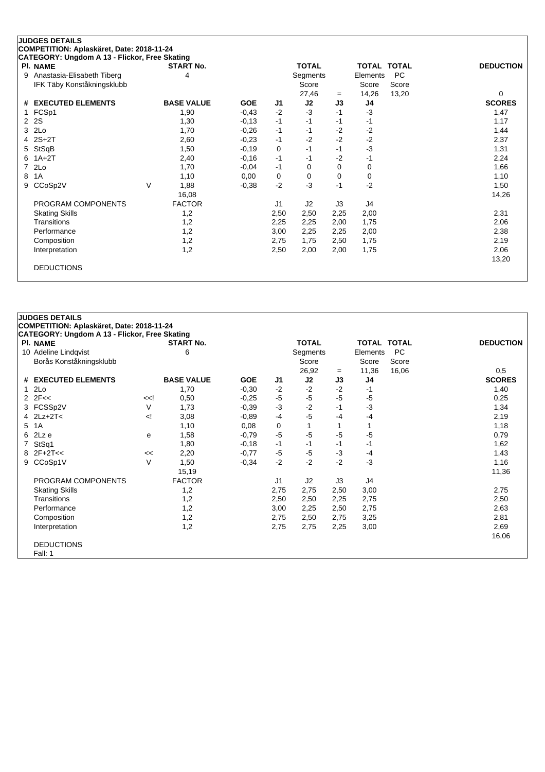**JUDGES DETAILS**
**COMPETITION: Aplaskäret, Date: 2018-11-24**
**CATEGORY: Ungdom A 13 - Flickor, Free Skating**

| Pl. | NAME | START No. | TOTAL Segments Score | = | TOTAL Elements Score | TOTAL PC Score | DEDUCTION |
|---|---|---|---|---|---|---|---|
| 9 | Anastasia-Elisabeth Tiberg<br>IFK Täby Konståkningsklubb | 4 | 27,46 | = | 14,26 | 13,20 | 0 |

| # | EXECUTED ELEMENTS | | BASE VALUE | GOE | J1 | J2 | J3 | J4 | SCORES |
|---|---|---|---|---|---|---|---|---|---|
| 1 | FCSp1 | | 1,90 | -0,43 | -2 | -3 | -1 | -3 | 1,47 |
| 2 | 2S | | 1,30 | -0,13 | -1 | -1 | -1 | -1 | 1,17 |
| 3 | 2Lo | | 1,70 | -0,26 | -1 | -1 | -2 | -2 | 1,44 |
| 4 | 2S+2T | | 2,60 | -0,23 | -1 | -2 | -2 | -2 | 2,37 |
| 5 | StSqB | | 1,50 | -0,19 | 0 | -1 | -1 | -3 | 1,31 |
| 6 | 1A+2T | | 2,40 | -0,16 | -1 | -1 | -2 | -1 | 2,24 |
| 7 | 2Lo | | 1,70 | -0,04 | -1 | 0 | 0 | 0 | 1,66 |
| 8 | 1A | | 1,10 | 0,00 | 0 | 0 | 0 | 0 | 1,10 |
| 9 | CCoSp2V | V | 1,88 | -0,38 | -2 | -3 | -1 | -2 | 1,50 |
| | | | 16,08 | | | | | | 14,26 |
| | PROGRAM COMPONENTS | | FACTOR | | J1 | J2 | J3 | J4 | |
| | Skating Skills | | 1,2 | | 2,50 | 2,50 | 2,25 | 2,00 | 2,31 |
| | Transitions | | 1,2 | | 2,25 | 2,25 | 2,00 | 1,75 | 2,06 |
| | Performance | | 1,2 | | 3,00 | 2,25 | 2,25 | 2,00 | 2,38 |
| | Composition | | 1,2 | | 2,75 | 1,75 | 2,50 | 1,75 | 2,19 |
| | Interpretation | | 1,2 | | 2,50 | 2,00 | 2,00 | 1,75 | 2,06 |
| | | | | | | | | | 13,20 |
| | DEDUCTIONS | | | | | | | | |

**JUDGES DETAILS**
**COMPETITION: Aplaskäret, Date: 2018-11-24**
**CATEGORY: Ungdom A 13 - Flickor, Free Skating**

| Pl. | NAME | START No. | TOTAL Segments Score | = | TOTAL Elements Score | TOTAL PC Score | DEDUCTION |
|---|---|---|---|---|---|---|---|
| 10 | Adeline Lindqvist<br>Borås Konståkningsklubb | 6 | 26,92 | = | 11,36 | 16,06 | 0,5 |

| # | EXECUTED ELEMENTS | | BASE VALUE | GOE | J1 | J2 | J3 | J4 | SCORES |
|---|---|---|---|---|---|---|---|---|---|
| 1 | 2Lo | | 1,70 | -0,30 | -2 | -2 | -2 | -1 | 1,40 |
| 2 | 2F<< | <<! | 0,50 | -0,25 | -5 | -5 | -5 | -5 | 0,25 |
| 3 | FCSSp2V | V | 1,73 | -0,39 | -3 | -2 | -1 | -3 | 1,34 |
| 4 | 2Lz+2T< | <! | 3,08 | -0,89 | -4 | -5 | -4 | -4 | 2,19 |
| 5 | 1A | | 1,10 | 0,08 | 0 | 1 | 1 | 1 | 1,18 |
| 6 | 2Lz e | e | 1,58 | -0,79 | -5 | -5 | -5 | -5 | 0,79 |
| 7 | StSq1 | | 1,80 | -0,18 | -1 | -1 | -1 | -1 | 1,62 |
| 8 | 2F+2T<< | << | 2,20 | -0,77 | -5 | -5 | -3 | -4 | 1,43 |
| 9 | CCoSp1V | V | 1,50 | -0,34 | -2 | -2 | -2 | -3 | 1,16 |
| | | | 15,19 | | | | | | 11,36 |
| | PROGRAM COMPONENTS | | FACTOR | | J1 | J2 | J3 | J4 | |
| | Skating Skills | | 1,2 | | 2,75 | 2,75 | 2,50 | 3,00 | 2,75 |
| | Transitions | | 1,2 | | 2,50 | 2,50 | 2,25 | 2,75 | 2,50 |
| | Performance | | 1,2 | | 3,00 | 2,25 | 2,50 | 2,75 | 2,63 |
| | Composition | | 1,2 | | 2,75 | 2,50 | 2,75 | 3,25 | 2,81 |
| | Interpretation | | 1,2 | | 2,75 | 2,75 | 2,25 | 3,00 | 2,69 |
| | | | | | | | | | 16,06 |
| | DEDUCTIONS | | | | | | | | |
| | Fall: 1 | | | | | | | | |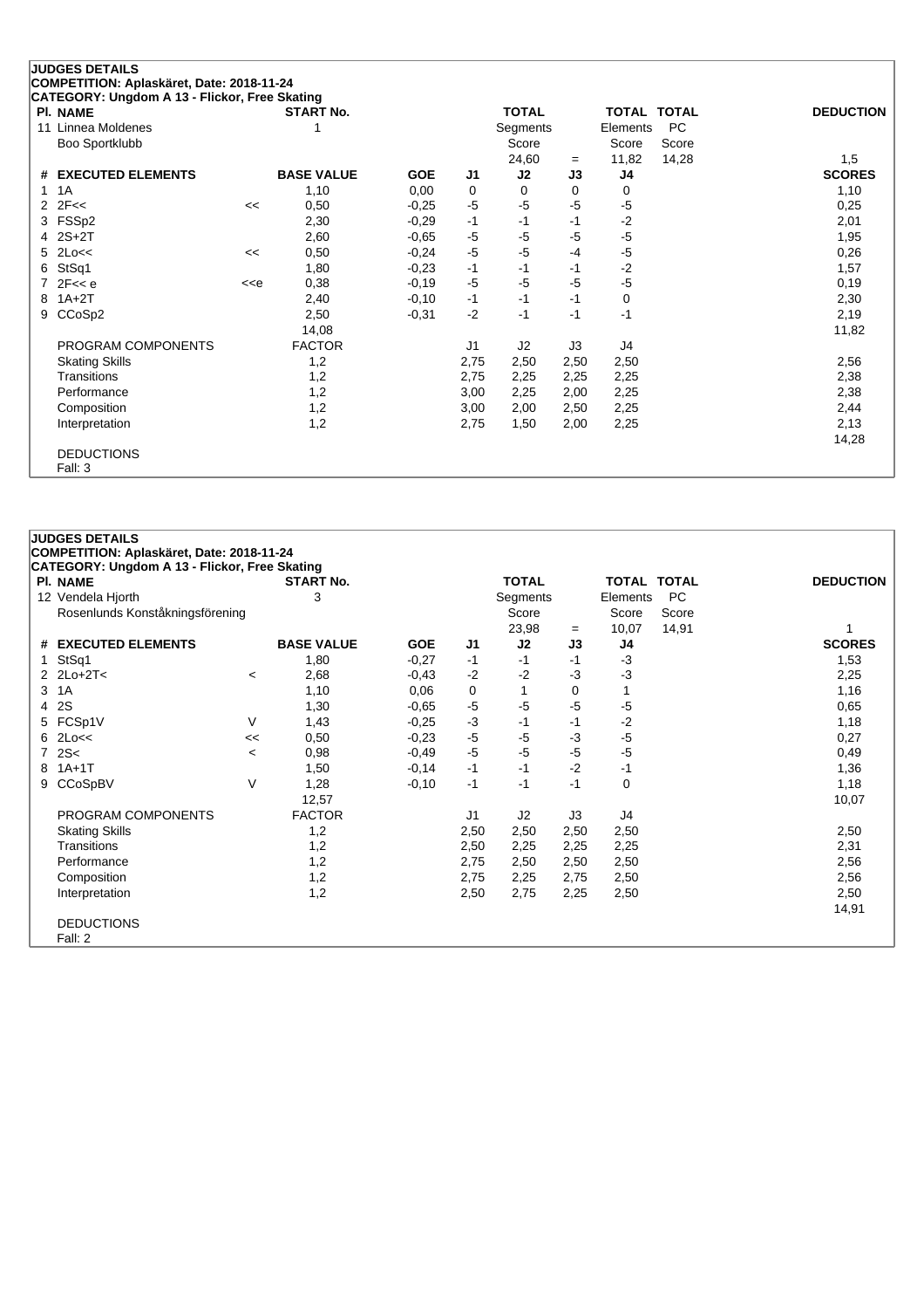## JUDGES DETAILS

**COMPETITION: Aplaskäret, Date: 2018-11-24**
**CATEGORY: Ungdom A 13 - Flickor, Free Skating**

| Pl. | NAME | START No. | TOTAL Segments Score | = | TOTAL Elements Score | TOTAL PC Score | DEDUCTION |
|---|---|---|---|---|---|---|---|
| 11 | Linnea Moldenes<br>Boo Sportklubb | 1 | 24,60 | = | 11,82 | 14,28 | 1,5 |

| # | EXECUTED ELEMENTS | | BASE VALUE | GOE | J1 | J2 | J3 | J4 | SCORES |
|---|---|---|---|---|---|---|---|---|---|
| 1 | 1A | | 1,10 | 0,00 | 0 | 0 | 0 | 0 | 1,10 |
| 2 | 2F<< | << | 0,50 | -0,25 | -5 | -5 | -5 | -5 | 0,25 |
| 3 | FSSp2 | | 2,30 | -0,29 | -1 | -1 | -1 | -2 | 2,01 |
| 4 | 2S+2T | | 2,60 | -0,65 | -5 | -5 | -5 | -5 | 1,95 |
| 5 | 2Lo<< | << | 0,50 | -0,24 | -5 | -5 | -4 | -5 | 0,26 |
| 6 | StSq1 | | 1,80 | -0,23 | -1 | -1 | -1 | -2 | 1,57 |
| 7 | 2F<< e | <<e | 0,38 | -0,19 | -5 | -5 | -5 | -5 | 0,19 |
| 8 | 1A+2T | | 2,40 | -0,10 | -1 | -1 | -1 | 0 | 2,30 |
| 9 | CCoSp2 | | 2,50 | -0,31 | -2 | -1 | -1 | -1 | 2,19 |
| | | | 14,08 | | | | | | 11,82 |
| | PROGRAM COMPONENTS | | FACTOR | | J1 | J2 | J3 | J4 | |
| | Skating Skills | | 1,2 | | 2,75 | 2,50 | 2,50 | 2,50 | 2,56 |
| | Transitions | | 1,2 | | 2,75 | 2,25 | 2,25 | 2,25 | 2,38 |
| | Performance | | 1,2 | | 3,00 | 2,25 | 2,00 | 2,25 | 2,38 |
| | Composition | | 1,2 | | 3,00 | 2,00 | 2,50 | 2,25 | 2,44 |
| | Interpretation | | 1,2 | | 2,75 | 1,50 | 2,00 | 2,25 | 2,13 |
| | | | | | | | | | 14,28 |

DEDUCTIONS
Fall: 3

## JUDGES DETAILS

**COMPETITION: Aplaskäret, Date: 2018-11-24**
**CATEGORY: Ungdom A 13 - Flickor, Free Skating**

| Pl. | NAME | START No. | TOTAL Segments Score | = | TOTAL Elements Score | TOTAL PC Score | DEDUCTION |
|---|---|---|---|---|---|---|---|
| 12 | Vendela Hjorth<br>Rosenlunds Konståkningsförening | 3 | 23,98 | = | 10,07 | 14,91 | 1 |

| # | EXECUTED ELEMENTS | | BASE VALUE | GOE | J1 | J2 | J3 | J4 | SCORES |
|---|---|---|---|---|---|---|---|---|---|
| 1 | StSq1 | | 1,80 | -0,27 | -1 | -1 | -1 | -3 | 1,53 |
| 2 | 2Lo+2T< | < | 2,68 | -0,43 | -2 | -2 | -3 | -3 | 2,25 |
| 3 | 1A | | 1,10 | 0,06 | 0 | 1 | 0 | 1 | 1,16 |
| 4 | 2S | | 1,30 | -0,65 | -5 | -5 | -5 | -5 | 0,65 |
| 5 | FCSp1V | V | 1,43 | -0,25 | -3 | -1 | -1 | -2 | 1,18 |
| 6 | 2Lo<< | << | 0,50 | -0,23 | -5 | -5 | -3 | -5 | 0,27 |
| 7 | 2S< | < | 0,98 | -0,49 | -5 | -5 | -5 | -5 | 0,49 |
| 8 | 1A+1T | | 1,50 | -0,14 | -1 | -1 | -2 | -1 | 1,36 |
| 9 | CCoSpBV | V | 1,28 | -0,10 | -1 | -1 | -1 | 0 | 1,18 |
| | | | 12,57 | | | | | | 10,07 |
| | PROGRAM COMPONENTS | | FACTOR | | J1 | J2 | J3 | J4 | |
| | Skating Skills | | 1,2 | | 2,50 | 2,50 | 2,50 | 2,50 | 2,50 |
| | Transitions | | 1,2 | | 2,50 | 2,25 | 2,25 | 2,25 | 2,31 |
| | Performance | | 1,2 | | 2,75 | 2,50 | 2,50 | 2,50 | 2,56 |
| | Composition | | 1,2 | | 2,75 | 2,25 | 2,75 | 2,50 | 2,56 |
| | Interpretation | | 1,2 | | 2,50 | 2,75 | 2,25 | 2,50 | 2,50 |
| | | | | | | | | | 14,91 |

DEDUCTIONS
Fall: 2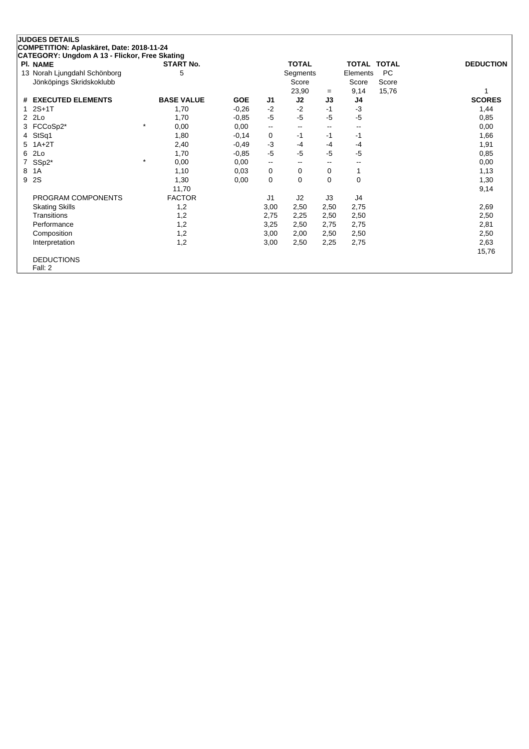**JUDGES DETAILS**

**COMPETITION: Aplaskäret, Date: 2018-11-24**

**CATEGORY: Ungdom A 13 - Flickor, Free Skating**

| Pl. | NAME | START No. | TOTAL Segments Score | | TOTAL Elements Score | TOTAL PC Score | DEDUCTION |
|---|---|---|---|---|---|---|---|
| 13 | Norah Ljungdahl Schönborg<br>Jönköpings Skridskoklubb | 5 | 23,90 | = | 9,14 | 15,76 | 1 |

| # | EXECUTED ELEMENTS | | BASE VALUE | GOE | J1 | J2 | J3 | J4 | SCORES |
|---|---|---|---|---|---|---|---|---|---|
| 1 | 2S+1T | | 1,70 | -0,26 | -2 | -2 | -1 | -3 | 1,44 |
| 2 | 2Lo | | 1,70 | -0,85 | -5 | -5 | -5 | -5 | 0,85 |
| 3 | FCCoSp2* | * | 0,00 | 0,00 | -- | -- | -- | -- | 0,00 |
| 4 | StSq1 | | 1,80 | -0,14 | 0 | -1 | -1 | -1 | 1,66 |
| 5 | 1A+2T | | 2,40 | -0,49 | -3 | -4 | -4 | -4 | 1,91 |
| 6 | 2Lo | | 1,70 | -0,85 | -5 | -5 | -5 | -5 | 0,85 |
| 7 | SSp2* | * | 0,00 | 0,00 | -- | -- | -- | -- | 0,00 |
| 8 | 1A | | 1,10 | 0,03 | 0 | 0 | 0 | 1 | 1,13 |
| 9 | 2S | | 1,30 | 0,00 | 0 | 0 | 0 | 0 | 1,30 |
| | | | 11,70 | | | | | | 9,14 |
| | PROGRAM COMPONENTS | | FACTOR | | J1 | J2 | J3 | J4 | |
| | Skating Skills | | 1,2 | | 3,00 | 2,50 | 2,50 | 2,75 | 2,69 |
| | Transitions | | 1,2 | | 2,75 | 2,25 | 2,50 | 2,50 | 2,50 |
| | Performance | | 1,2 | | 3,25 | 2,50 | 2,75 | 2,75 | 2,81 |
| | Composition | | 1,2 | | 3,00 | 2,00 | 2,50 | 2,50 | 2,50 |
| | Interpretation | | 1,2 | | 3,00 | 2,50 | 2,25 | 2,75 | 2,63 |
| | | | | | | | | | 15,76 |

DEDUCTIONS

Fall: 2